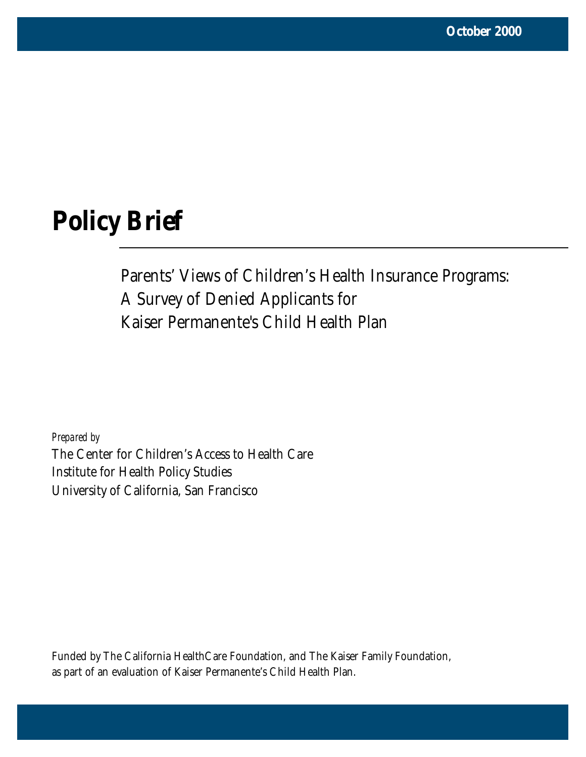October 2000

# Policy Brief

## Parents' Views of Children's Health Insurance Programs: A Survey of Denied Applicants for Kaiser Permanente's Child Health Plan

*Prepared by*

The Center for Children's Access to Health Care
Institute for Health Policy Studies
University of California, San Francisco

Funded by The California HealthCare Foundation, and The Kaiser Family Foundation, as part of an evaluation of Kaiser Permanente's Child Health Plan.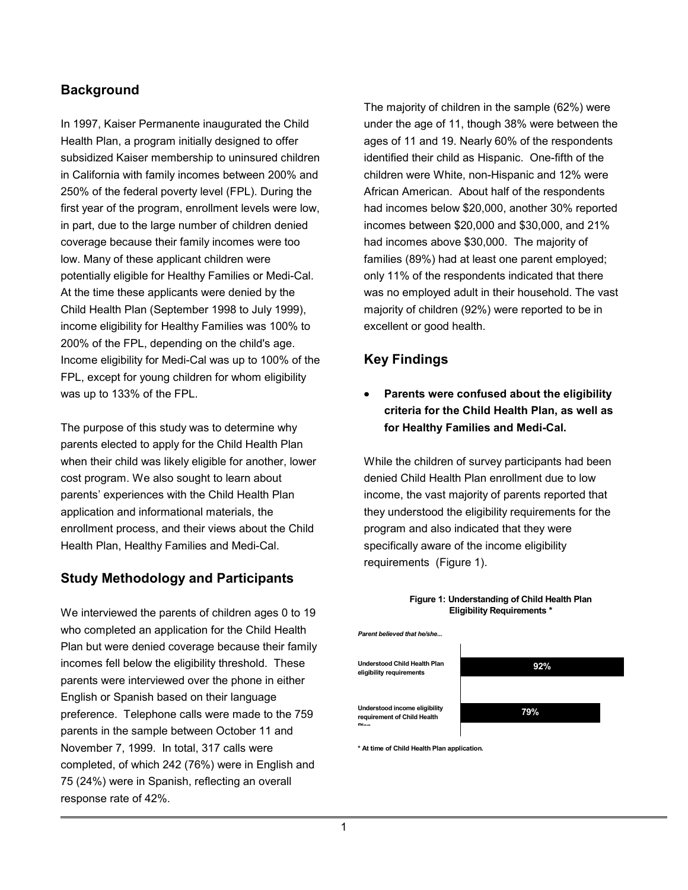## Background

In 1997, Kaiser Permanente inaugurated the Child Health Plan, a program initially designed to offer subsidized Kaiser membership to uninsured children in California with family incomes between 200% and 250% of the federal poverty level (FPL). During the first year of the program, enrollment levels were low, in part, due to the large number of children denied coverage because their family incomes were too low. Many of these applicant children were potentially eligible for Healthy Families or Medi-Cal. At the time these applicants were denied by the Child Health Plan (September 1998 to July 1999), income eligibility for Healthy Families was 100% to 200% of the FPL, depending on the child's age. Income eligibility for Medi-Cal was up to 100% of the FPL, except for young children for whom eligibility was up to 133% of the FPL.

The purpose of this study was to determine why parents elected to apply for the Child Health Plan when their child was likely eligible for another, lower cost program. We also sought to learn about parents' experiences with the Child Health Plan application and informational materials, the enrollment process, and their views about the Child Health Plan, Healthy Families and Medi-Cal.

## Study Methodology and Participants

We interviewed the parents of children ages 0 to 19 who completed an application for the Child Health Plan but were denied coverage because their family incomes fell below the eligibility threshold. These parents were interviewed over the phone in either English or Spanish based on their language preference. Telephone calls were made to the 759 parents in the sample between October 11 and November 7, 1999. In total, 317 calls were completed, of which 242 (76%) were in English and 75 (24%) were in Spanish, reflecting an overall response rate of 42%.

The majority of children in the sample (62%) were under the age of 11, though 38% were between the ages of 11 and 19. Nearly 60% of the respondents identified their child as Hispanic. One-fifth of the children were White, non-Hispanic and 12% were African American. About half of the respondents had incomes below $20,000, another 30% reported incomes between $20,000 and $30,000, and 21% had incomes above $30,000. The majority of families (89%) had at least one parent employed; only 11% of the respondents indicated that there was no employed adult in their household. The vast majority of children (92%) were reported to be in excellent or good health.

## Key Findings

- **Parents were confused about the eligibility criteria for the Child Health Plan, as well as for Healthy Families and Medi-Cal.**

While the children of survey participants had been denied Child Health Plan enrollment due to low income, the vast majority of parents reported that they understood the eligibility requirements for the program and also indicated that they were specifically aware of the income eligibility requirements (Figure 1).

**Figure 1: Understanding of Child Health Plan Eligibility Requirements \***

*Parent believed that he/she...*

| | |
|---|---|
| Understood Child Health Plan eligibility requirements | 92% |
| Understood income eligibility requirement of Child Health Plan | 79% |

\* At time of Child Health Plan application.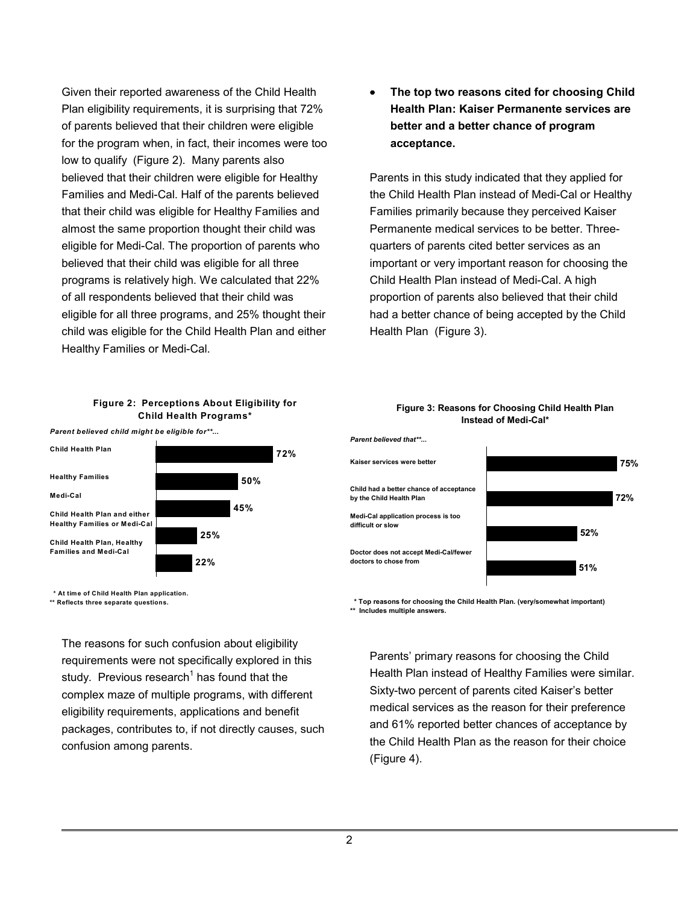Given their reported awareness of the Child Health Plan eligibility requirements, it is surprising that 72% of parents believed that their children were eligible for the program when, in fact, their incomes were too low to qualify (Figure 2). Many parents also believed that their children were eligible for Healthy Families and Medi-Cal. Half of the parents believed that their child was eligible for Healthy Families and almost the same proportion thought their child was eligible for Medi-Cal. The proportion of parents who believed that their child was eligible for all three programs is relatively high. We calculated that 22% of all respondents believed that their child was eligible for all three programs, and 25% thought their child was eligible for the Child Health Plan and either Healthy Families or Medi-Cal.

**Figure 2: Perceptions About Eligibility for Child Health Programs***

| *Parent believed child might be eligible for**...* | |
|---|---|
| Child Health Plan | 72% |
| Healthy Families | 50% |
| Medi-Cal | 45% |
| Child Health Plan and either Healthy Families or Medi-Cal | 25% |
| Child Health Plan, Healthy Families and Medi-Cal | 22% |

\* At time of Child Health Plan application.
\** Reflects three separate questions.

The reasons for such confusion about eligibility requirements were not specifically explored in this study. Previous research[1] has found that the complex maze of multiple programs, with different eligibility requirements, applications and benefit packages, contributes to, if not directly causes, such confusion among parents.

- **The top two reasons cited for choosing Child Health Plan: Kaiser Permanente services are better and a better chance of program acceptance.**

Parents in this study indicated that they applied for the Child Health Plan instead of Medi-Cal or Healthy Families primarily because they perceived Kaiser Permanente medical services to be better. Three-quarters of parents cited better services as an important or very important reason for choosing the Child Health Plan instead of Medi-Cal. A high proportion of parents also believed that their child had a better chance of being accepted by the Child Health Plan (Figure 3).

**Figure 3: Reasons for Choosing Child Health Plan Instead of Medi-Cal***

| *Parent believed that**...* | |
|---|---|
| Kaiser services were better | 75% |
| Child had a better chance of acceptance by the Child Health Plan | 72% |
| Medi-Cal application process is too difficult or slow | 52% |
| Doctor does not accept Medi-Cal/fewer doctors to chose from | 51% |

\* Top reasons for choosing the Child Health Plan. (very/somewhat important)
\** Includes multiple answers.

Parents' primary reasons for choosing the Child Health Plan instead of Healthy Families were similar. Sixty-two percent of parents cited Kaiser's better medical services as the reason for their preference and 61% reported better chances of acceptance by the Child Health Plan as the reason for their choice (Figure 4).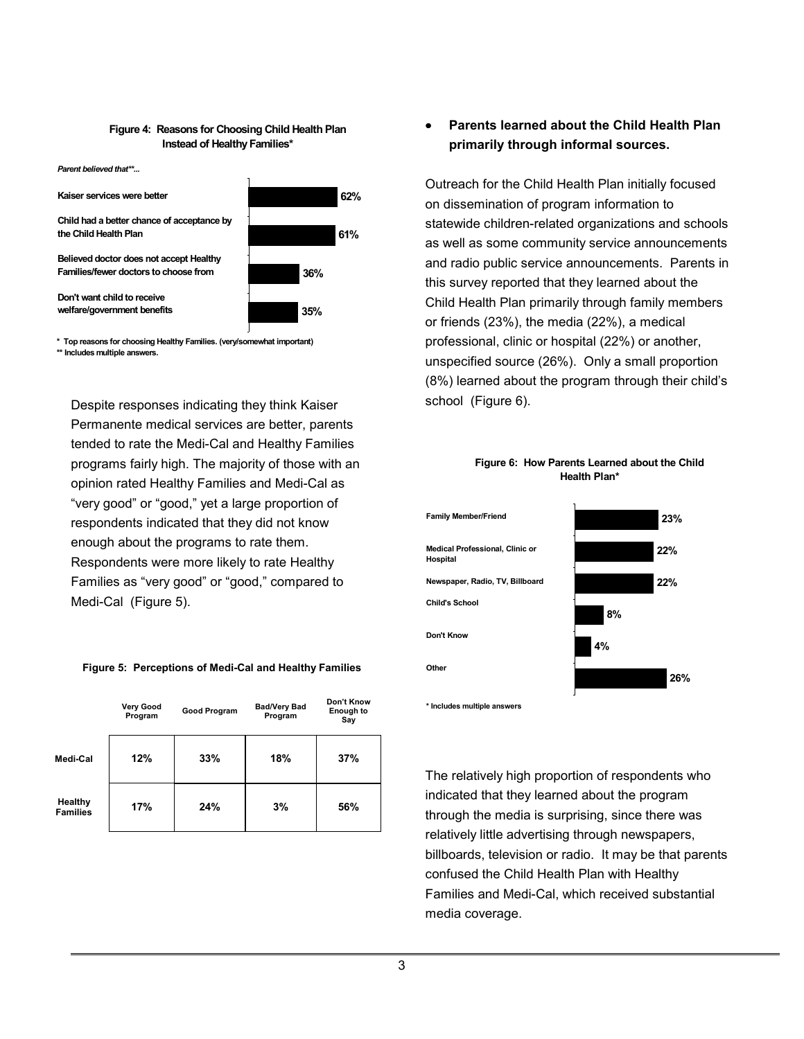**Figure 4: Reasons for Choosing Child Health Plan Instead of Healthy Families***

*Parent believed that\*\*...*

| Reason | Percent |
| --- | --- |
| Kaiser services were better | 62% |
| Child had a better chance of acceptance by the Child Health Plan | 61% |
| Believed doctor does not accept Healthy Families/fewer doctors to choose from | 36% |
| Don't want child to receive welfare/government benefits | 35% |

\* Top reasons for choosing Healthy Families. (very/somewhat important)
\*\* Includes multiple answers.

Despite responses indicating they think Kaiser Permanente medical services are better, parents tended to rate the Medi-Cal and Healthy Families programs fairly high. The majority of those with an opinion rated Healthy Families and Medi-Cal as "very good" or "good," yet a large proportion of respondents indicated that they did not know enough about the programs to rate them. Respondents were more likely to rate Healthy Families as "very good" or "good," compared to Medi-Cal (Figure 5).

**Figure 5: Perceptions of Medi-Cal and Healthy Families**

| | Very Good Program | Good Program | Bad/Very Bad Program | Don't Know Enough to Say |
| --- | --- | --- | --- | --- |
| Medi-Cal | 12% | 33% | 18% | 37% |
| Healthy Families | 17% | 24% | 3% | 56% |

- **Parents learned about the Child Health Plan primarily through informal sources.**

Outreach for the Child Health Plan initially focused on dissemination of program information to statewide children-related organizations and schools as well as some community service announcements and radio public service announcements. Parents in this survey reported that they learned about the Child Health Plan primarily through family members or friends (23%), the media (22%), a medical professional, clinic or hospital (22%) or another, unspecified source (26%). Only a small proportion (8%) learned about the program through their child's school (Figure 6).

**Figure 6: How Parents Learned about the Child Health Plan***

| Source | Percent |
| --- | --- |
| Family Member/Friend | 23% |
| Medical Professional, Clinic or Hospital | 22% |
| Newspaper, Radio, TV, Billboard | 22% |
| Child's School | 8% |
| Don't Know | 4% |
| Other | 26% |

\* Includes multiple answers

The relatively high proportion of respondents who indicated that they learned about the program through the media is surprising, since there was relatively little advertising through newspapers, billboards, television or radio. It may be that parents confused the Child Health Plan with Healthy Families and Medi-Cal, which received substantial media coverage.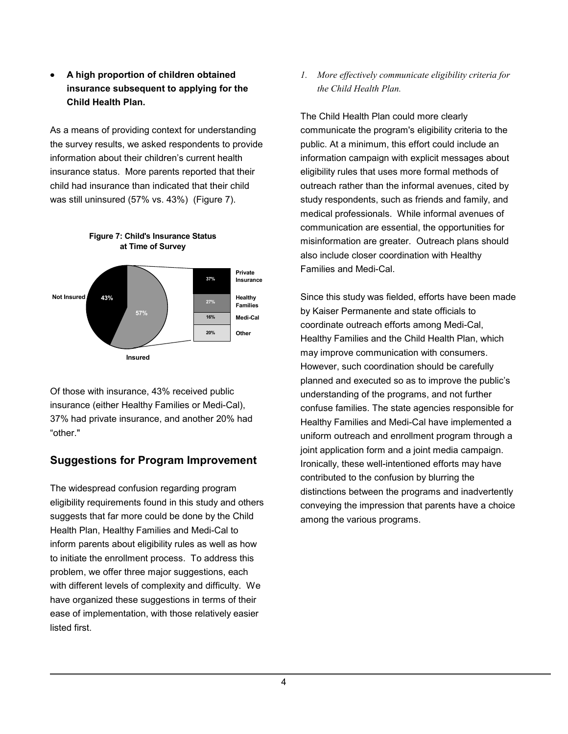- **A high proportion of children obtained insurance subsequent to applying for the Child Health Plan.**

As a means of providing context for understanding the survey results, we asked respondents to provide information about their children's current health insurance status. More parents reported that their child had insurance than indicated that their child was still uninsured (57% vs. 43%) (Figure 7).

**Figure 7: Child's Insurance Status at Time of Survey**

Of those with insurance, 43% received public insurance (either Healthy Families or Medi-Cal), 37% had private insurance, and another 20% had "other."

## Suggestions for Program Improvement

The widespread confusion regarding program eligibility requirements found in this study and others suggests that far more could be done by the Child Health Plan, Healthy Families and Medi-Cal to inform parents about eligibility rules as well as how to initiate the enrollment process. To address this problem, we offer three major suggestions, each with different levels of complexity and difficulty. We have organized these suggestions in terms of their ease of implementation, with those relatively easier listed first.

*1. More effectively communicate eligibility criteria for the Child Health Plan.*

The Child Health Plan could more clearly communicate the program's eligibility criteria to the public. At a minimum, this effort could include an information campaign with explicit messages about eligibility rules that uses more formal methods of outreach rather than the informal avenues, cited by study respondents, such as friends and family, and medical professionals. While informal avenues of communication are essential, the opportunities for misinformation are greater. Outreach plans should also include closer coordination with Healthy Families and Medi-Cal.

Since this study was fielded, efforts have been made by Kaiser Permanente and state officials to coordinate outreach efforts among Medi-Cal, Healthy Families and the Child Health Plan, which may improve communication with consumers. However, such coordination should be carefully planned and executed so as to improve the public's understanding of the programs, and not further confuse families. The state agencies responsible for Healthy Families and Medi-Cal have implemented a uniform outreach and enrollment program through a joint application form and a joint media campaign. Ironically, these well-intentioned efforts may have contributed to the confusion by blurring the distinctions between the programs and inadvertently conveying the impression that parents have a choice among the various programs.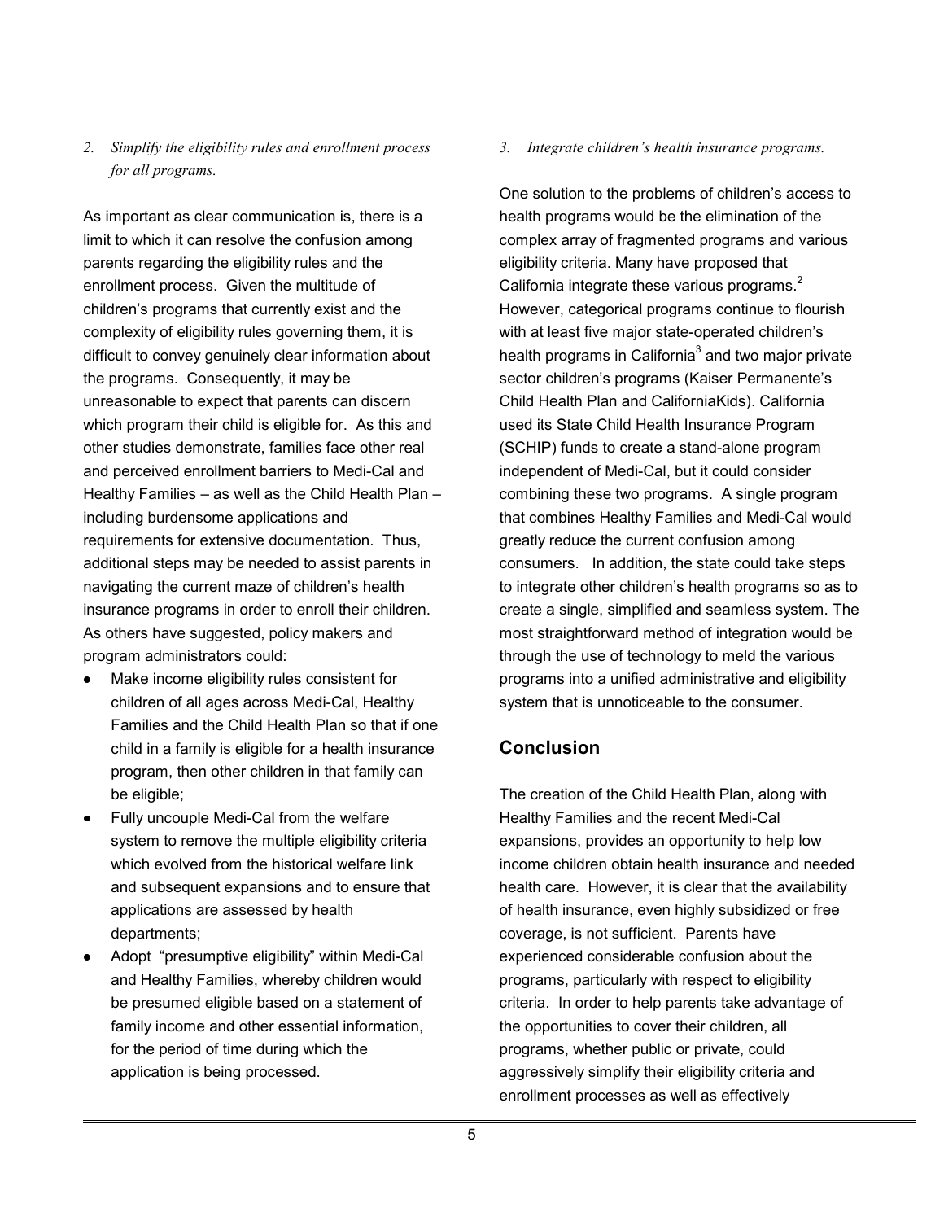*2. Simplify the eligibility rules and enrollment process for all programs.*

As important as clear communication is, there is a limit to which it can resolve the confusion among parents regarding the eligibility rules and the enrollment process. Given the multitude of children's programs that currently exist and the complexity of eligibility rules governing them, it is difficult to convey genuinely clear information about the programs. Consequently, it may be unreasonable to expect that parents can discern which program their child is eligible for. As this and other studies demonstrate, families face other real and perceived enrollment barriers to Medi-Cal and Healthy Families – as well as the Child Health Plan – including burdensome applications and requirements for extensive documentation. Thus, additional steps may be needed to assist parents in navigating the current maze of children's health insurance programs in order to enroll their children. As others have suggested, policy makers and program administrators could:

- Make income eligibility rules consistent for children of all ages across Medi-Cal, Healthy Families and the Child Health Plan so that if one child in a family is eligible for a health insurance program, then other children in that family can be eligible;
- Fully uncouple Medi-Cal from the welfare system to remove the multiple eligibility criteria which evolved from the historical welfare link and subsequent expansions and to ensure that applications are assessed by health departments;
- Adopt "presumptive eligibility" within Medi-Cal and Healthy Families, whereby children would be presumed eligible based on a statement of family income and other essential information, for the period of time during which the application is being processed.

*3. Integrate children's health insurance programs.*

One solution to the problems of children's access to health programs would be the elimination of the complex array of fragmented programs and various eligibility criteria. Many have proposed that California integrate these various programs.[2] However, categorical programs continue to flourish with at least five major state-operated children's health programs in California[3] and two major private sector children's programs (Kaiser Permanente's Child Health Plan and CaliforniaKids). California used its State Child Health Insurance Program (SCHIP) funds to create a stand-alone program independent of Medi-Cal, but it could consider combining these two programs. A single program that combines Healthy Families and Medi-Cal would greatly reduce the current confusion among consumers. In addition, the state could take steps to integrate other children's health programs so as to create a single, simplified and seamless system. The most straightforward method of integration would be through the use of technology to meld the various programs into a unified administrative and eligibility system that is unnoticeable to the consumer.

## Conclusion

The creation of the Child Health Plan, along with Healthy Families and the recent Medi-Cal expansions, provides an opportunity to help low income children obtain health insurance and needed health care. However, it is clear that the availability of health insurance, even highly subsidized or free coverage, is not sufficient. Parents have experienced considerable confusion about the programs, particularly with respect to eligibility criteria. In order to help parents take advantage of the opportunities to cover their children, all programs, whether public or private, could aggressively simplify their eligibility criteria and enrollment processes as well as effectively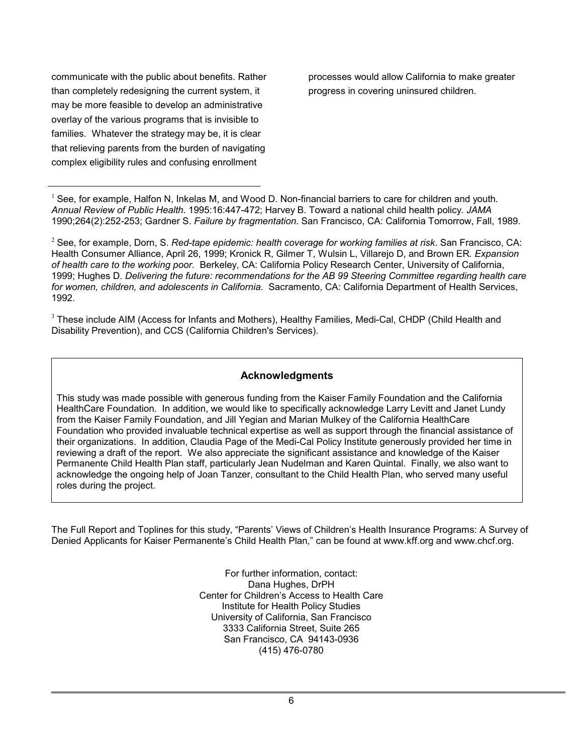communicate with the public about benefits. Rather than completely redesigning the current system, it may be more feasible to develop an administrative overlay of the various programs that is invisible to families. Whatever the strategy may be, it is clear that relieving parents from the burden of navigating complex eligibility rules and confusing enrollment processes would allow California to make greater progress in covering uninsured children.

---

[1] See, for example, Halfon N, Inkelas M, and Wood D. Non-financial barriers to care for children and youth. *Annual Review of Public Health*. 1995:16:447-472; Harvey B. Toward a national child health policy. *JAMA* 1990;264(2):252-253; Gardner S. *Failure by fragmentation*. San Francisco, CA: California Tomorrow, Fall, 1989.

[2] See, for example, Dorn, S. *Red-tape epidemic: health coverage for working families at risk*. San Francisco, CA: Health Consumer Alliance, April 26, 1999; Kronick R, Gilmer T, Wulsin L, Villarejo D, and Brown ER. *Expansion of health care to the working poor.* Berkeley, CA: California Policy Research Center, University of California, 1999; Hughes D. *Delivering the future: recommendations for the AB 99 Steering Committee regarding health care for women, children, and adolescents in California*. Sacramento, CA: California Department of Health Services, 1992.

[3] These include AIM (Access for Infants and Mothers), Healthy Families, Medi-Cal, CHDP (Child Health and Disability Prevention), and CCS (California Children's Services).

## Acknowledgments

This study was made possible with generous funding from the Kaiser Family Foundation and the California HealthCare Foundation. In addition, we would like to specifically acknowledge Larry Levitt and Janet Lundy from the Kaiser Family Foundation, and Jill Yegian and Marian Mulkey of the California HealthCare Foundation who provided invaluable technical expertise as well as support through the financial assistance of their organizations. In addition, Claudia Page of the Medi-Cal Policy Institute generously provided her time in reviewing a draft of the report. We also appreciate the significant assistance and knowledge of the Kaiser Permanente Child Health Plan staff, particularly Jean Nudelman and Karen Quintal. Finally, we also want to acknowledge the ongoing help of Joan Tanzer, consultant to the Child Health Plan, who served many useful roles during the project.

The Full Report and Toplines for this study, "Parents' Views of Children's Health Insurance Programs: A Survey of Denied Applicants for Kaiser Permanente's Child Health Plan," can be found at www.kff.org and www.chcf.org.

For further information, contact:
Dana Hughes, DrPH
Center for Children's Access to Health Care
Institute for Health Policy Studies
University of California, San Francisco
3333 California Street, Suite 265
San Francisco, CA 94143-0936
(415) 476-0780